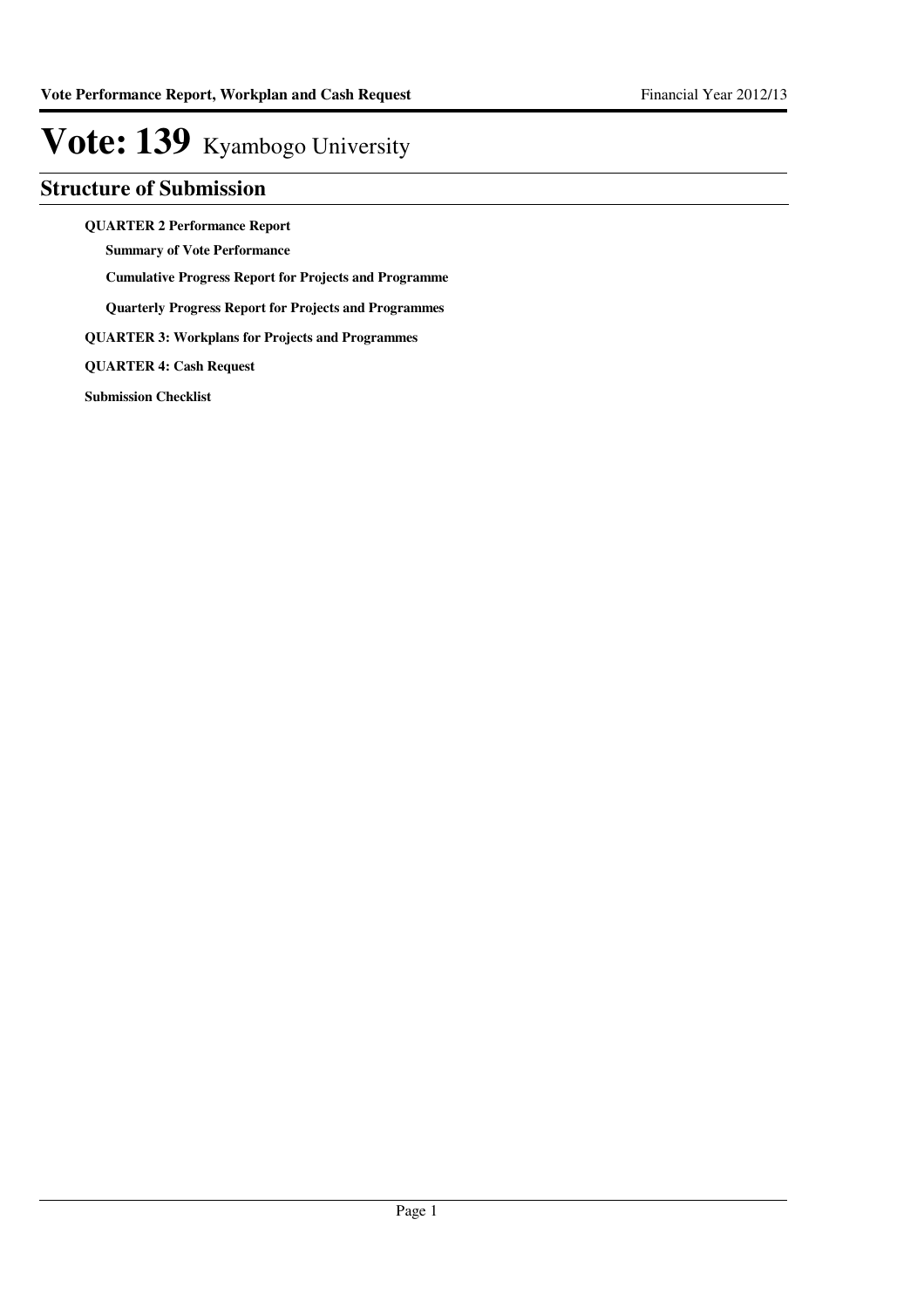# Vote: 139 Kyambogo University

## Structure of Submission

**QUARTER 2 Performance Report**

- **Summary of Vote Performance**
- **Cumulative Progress Report for Projects and Programme**
- **Quarterly Progress Report for Projects and Programmes**

**QUARTER 3: Workplans for Projects and Programmes**

**QUARTER 4: Cash Request**

**Submission Checklist**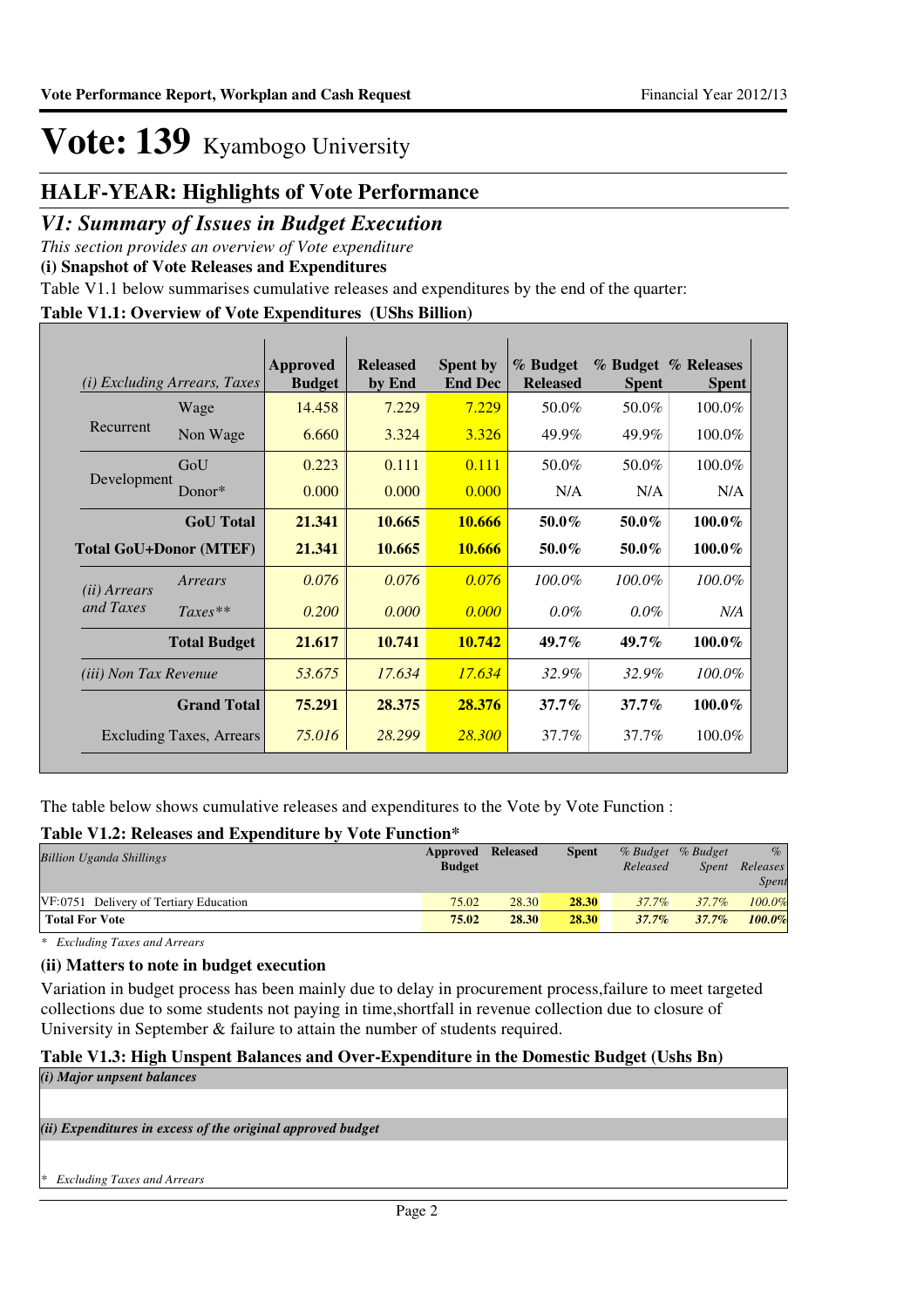# Vote: 139 Kyambogo University

## HALF-YEAR: Highlights of Vote Performance

### *V1: Summary of Issues in Budget Execution*

*This section provides an overview of Vote expenditure*

**(i) Snapshot of Vote Releases and Expenditures**

Table V1.1 below summarises cumulative releases and expenditures by the end of the quarter:

**Table V1.1: Overview of Vote Expenditures (UShs Billion)**

| *(i) Excluding Arrears, Taxes* | | Approved Budget | Released by End | Spent by End Dec | % Budget Released | % Budget Spent | % Releases Spent |
|---|---|---|---|---|---|---|---|
| Recurrent | Wage | 14.458 | 7.229 | 7.229 | 50.0% | 50.0% | 100.0% |
| | Non Wage | 6.660 | 3.324 | 3.326 | 49.9% | 49.9% | 100.0% |
| Development | GoU | 0.223 | 0.111 | 0.111 | 50.0% | 50.0% | 100.0% |
| | Donor* | 0.000 | 0.000 | 0.000 | N/A | N/A | N/A |
| | **GoU Total** | **21.341** | **10.665** | **10.666** | **50.0%** | **50.0%** | **100.0%** |
| **Total GoU+Donor (MTEF)** | | **21.341** | **10.665** | **10.666** | **50.0%** | **50.0%** | **100.0%** |
| *(ii) Arrears and Taxes* | *Arrears* | *0.076* | *0.076* | *0.076* | *100.0%* | *100.0%* | *100.0%* |
| | *Taxes*** | *0.200* | *0.000* | *0.000* | *0.0%* | *0.0%* | *N/A* |
| | **Total Budget** | **21.617** | **10.741** | **10.742** | **49.7%** | **49.7%** | **100.0%** |
| *(iii) Non Tax Revenue* | | *53.675* | *17.634* | *17.634* | *32.9%* | *32.9%* | *100.0%* |
| | **Grand Total** | **75.291** | **28.375** | **28.376** | **37.7%** | **37.7%** | **100.0%** |
| Excluding Taxes, Arrears | | *75.016* | *28.299* | *28.300* | 37.7% | 37.7% | 100.0% |

The table below shows cumulative releases and expenditures to the Vote by Vote Function :

**Table V1.2: Releases and Expenditure by Vote Function***

| *Billion Uganda Shillings* | Approved Budget | Released | Spent | *% Budget Released* | *% Budget Spent* | *% Releases Spent* |
|---|---|---|---|---|---|---|
| VF:0751 Delivery of Tertiary Education | 75.02 | 28.30 | 28.30 | *37.7%* | *37.7%* | *100.0%* |
| **Total For Vote** | **75.02** | **28.30** | **28.30** | ***37.7%*** | ***37.7%*** | ***100.0%*** |

*\* Excluding Taxes and Arrears*

**(ii) Matters to note in budget execution**

Variation in budget process has been mainly due to delay in procurement process,failure to meet targeted collections due to some students not paying in time,shortfall in revenue collection due to closure of University in September & failure to attain the number of students required.

**Table V1.3: High Unspent Balances and Over-Expenditure in the Domestic Budget (Ushs Bn)**

***(i) Major unspent balances***

***(ii) Expenditures in excess of the original approved budget***

*\* Excluding Taxes and Arrears*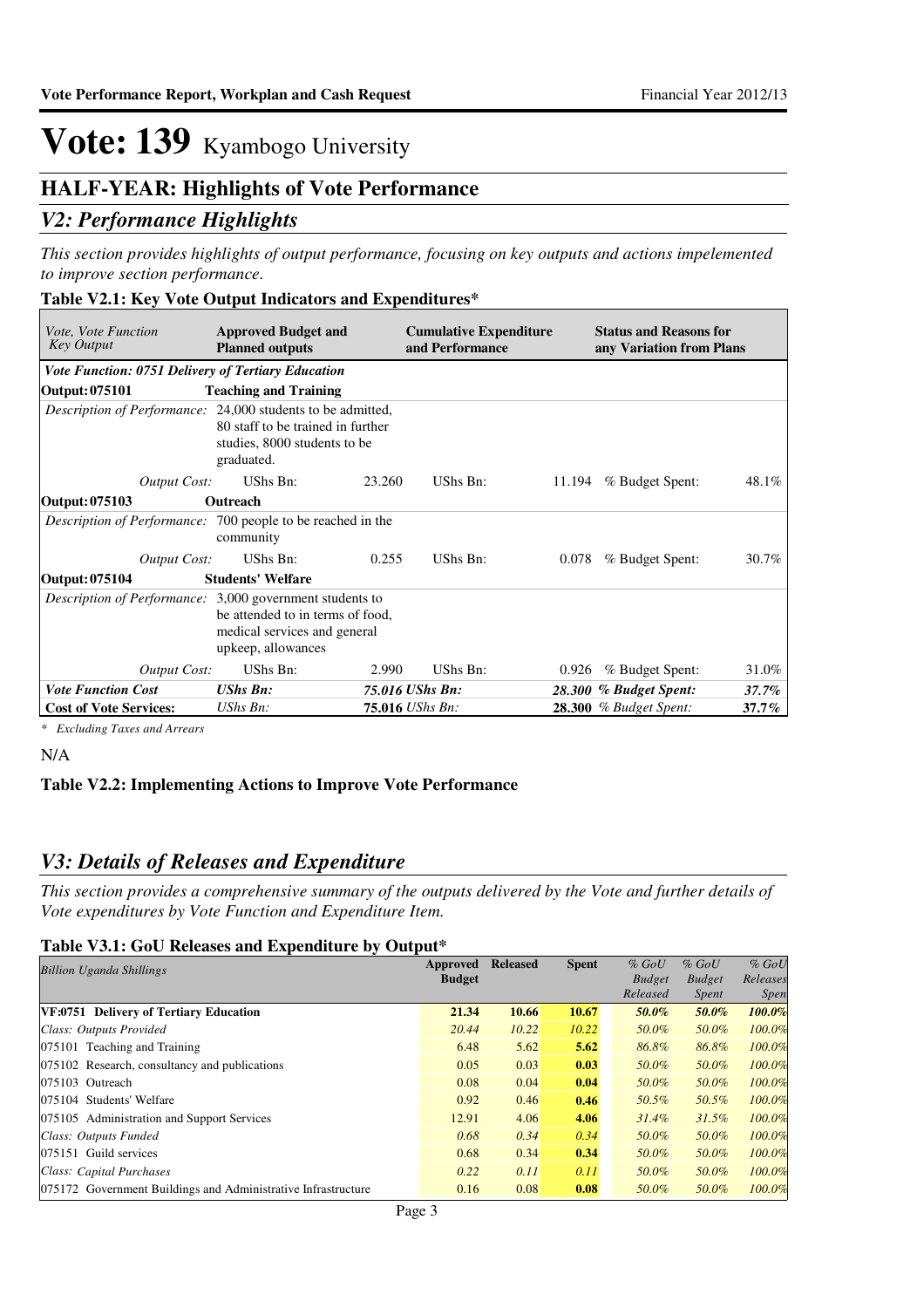# Vote: 139 Kyambogo University

## HALF-YEAR: Highlights of Vote Performance

## *V2: Performance Highlights*

*This section provides highlights of output performance, focusing on key outputs and actions impelemented to improve section performance.*

### Table V2.1: Key Vote Output Indicators and Expenditures*

| *Vote, Vote Function Key Output* | **Approved Budget and Planned outputs** | | **Cumulative Expenditure and Performance** | | **Status and Reasons for any Variation from Plans** | |
|---|---|---|---|---|---|---|
| ***Vote Function: 0751 Delivery of Tertiary Education*** | | | | | | |
| **Output: 075101** | **Teaching and Training** | | | | | |
| *Description of Performance:* | 24,000 students to be admitted, 80 staff to be trained in further studies, 8000 students to be graduated. | | | | | |
| *Output Cost:* | UShs Bn: | 23.260 | UShs Bn: | 11.194 | % Budget Spent: | 48.1% |
| **Output: 075103** | **Outreach** | | | | | |
| *Description of Performance:* | 700 people to be reached in the community | | | | | |
| *Output Cost:* | UShs Bn: | 0.255 | UShs Bn: | 0.078 | % Budget Spent: | 30.7% |
| **Output: 075104** | **Students' Welfare** | | | | | |
| *Description of Performance:* | 3,000 government students to be attended to in terms of food, medical services and general upkeep, allowances | | | | | |
| *Output Cost:* | UShs Bn: | 2.990 | UShs Bn: | 0.926 | % Budget Spent: | 31.0% |
| ***Vote Function Cost*** | ***UShs Bn:*** | ***75.016*** | ***UShs Bn:*** | ***28.300*** | ***% Budget Spent:*** | ***37.7%*** |
| **Cost of Vote Services:** | *UShs Bn:* | **75.016** | *UShs Bn:* | **28.300** | *% Budget Spent:* | ***37.7%*** |

*\* Excluding Taxes and Arrears*

N/A

### Table V2.2: Implementing Actions to Improve Vote Performance

## *V3: Details of Releases and Expenditure*

*This section provides a comprehensive summary of the outputs delivered by the Vote and further details of Vote expenditures by Vote Function and Expenditure Item.*

### Table V3.1: GoU Releases and Expenditure by Output*

| *Billion Uganda Shillings* | **Approved Budget** | **Released** | **Spent** | *% GoU Budget Released* | *% GoU Budget Spent* | *% GoU Releases Spent* |
|---|---|---|---|---|---|---|
| **VF:0751 Delivery of Tertiary Education** | **21.34** | **10.66** | **10.67** | ***50.0%*** | ***50.0%*** | ***100.0%*** |
| *Class: Outputs Provided* | *20.44* | *10.22* | *10.22* | *50.0%* | *50.0%* | *100.0%* |
| 075101 Teaching and Training | 6.48 | 5.62 | **5.62** | *86.8%* | *86.8%* | *100.0%* |
| 075102 Research, consultancy and publications | 0.05 | 0.03 | **0.03** | *50.0%* | *50.0%* | *100.0%* |
| 075103 Outreach | 0.08 | 0.04 | **0.04** | *50.0%* | *50.0%* | *100.0%* |
| 075104 Students' Welfare | 0.92 | 0.46 | **0.46** | *50.5%* | *50.5%* | *100.0%* |
| 075105 Administration and Support Services | 12.91 | 4.06 | **4.06** | *31.4%* | *31.5%* | *100.0%* |
| *Class: Outputs Funded* | *0.68* | *0.34* | *0.34* | *50.0%* | *50.0%* | *100.0%* |
| 075151 Guild services | 0.68 | 0.34 | **0.34** | *50.0%* | *50.0%* | *100.0%* |
| *Class: Capital Purchases* | *0.22* | *0.11* | *0.11* | *50.0%* | *50.0%* | *100.0%* |
| 075172 Government Buildings and Administrative Infrastructure | 0.16 | 0.08 | **0.08** | *50.0%* | *50.0%* | *100.0%* |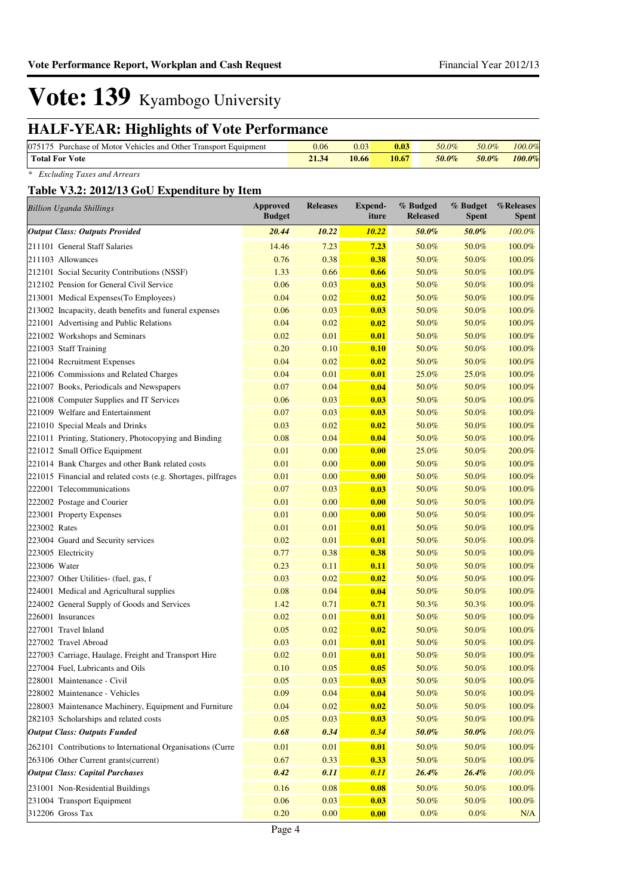# Vote: 139 Kyambogo University

## HALF-YEAR: Highlights of Vote Performance

| | | | | | | |
|---|---|---|---|---|---|---|
| 075175 Purchase of Motor Vehicles and Other Transport Equipment | 0.06 | 0.03 | 0.03 | *50.0%* | *50.0%* | *100.0%* |
| **Total For Vote** | **21.34** | **10.66** | **10.67** | ***50.0%*** | ***50.0%*** | ***100.0%*** |

*\* Excluding Taxes and Arrears*

### Table V3.2: 2012/13 GoU Expenditure by Item

| *Billion Uganda Shillings* | Approved Budget | Releases | Expend-iture | % Budged Released | % Budget Spent | %Releases Spent |
|---|---|---|---|---|---|---|
| ***Output Class: Outputs Provided*** | ***20.44*** | ***10.22*** | ***10.22*** | ***50.0%*** | ***50.0%*** | *100.0%* |
| 211101 General Staff Salaries | 14.46 | 7.23 | **7.23** | 50.0% | 50.0% | 100.0% |
| 211103 Allowances | 0.76 | 0.38 | **0.38** | 50.0% | 50.0% | 100.0% |
| 212101 Social Security Contributions (NSSF) | 1.33 | 0.66 | **0.66** | 50.0% | 50.0% | 100.0% |
| 212102 Pension for General Civil Service | 0.06 | 0.03 | **0.03** | 50.0% | 50.0% | 100.0% |
| 213001 Medical Expenses(To Employees) | 0.04 | 0.02 | **0.02** | 50.0% | 50.0% | 100.0% |
| 213002 Incapacity, death benefits and funeral expenses | 0.06 | 0.03 | **0.03** | 50.0% | 50.0% | 100.0% |
| 221001 Advertising and Public Relations | 0.04 | 0.02 | **0.02** | 50.0% | 50.0% | 100.0% |
| 221002 Workshops and Seminars | 0.02 | 0.01 | **0.01** | 50.0% | 50.0% | 100.0% |
| 221003 Staff Training | 0.20 | 0.10 | **0.10** | 50.0% | 50.0% | 100.0% |
| 221004 Recruitment Expenses | 0.04 | 0.02 | **0.02** | 50.0% | 50.0% | 100.0% |
| 221006 Commissions and Related Charges | 0.04 | 0.01 | **0.01** | 25.0% | 25.0% | 100.0% |
| 221007 Books, Periodicals and Newspapers | 0.07 | 0.04 | **0.04** | 50.0% | 50.0% | 100.0% |
| 221008 Computer Supplies and IT Services | 0.06 | 0.03 | **0.03** | 50.0% | 50.0% | 100.0% |
| 221009 Welfare and Entertainment | 0.07 | 0.03 | **0.03** | 50.0% | 50.0% | 100.0% |
| 221010 Special Meals and Drinks | 0.03 | 0.02 | **0.02** | 50.0% | 50.0% | 100.0% |
| 221011 Printing, Stationery, Photocopying and Binding | 0.08 | 0.04 | **0.04** | 50.0% | 50.0% | 100.0% |
| 221012 Small Office Equipment | 0.01 | 0.00 | **0.00** | 25.0% | 50.0% | 200.0% |
| 221014 Bank Charges and other Bank related costs | 0.01 | 0.00 | **0.00** | 50.0% | 50.0% | 100.0% |
| 221015 Financial and related costs (e.g. Shortages, pilfrages | 0.01 | 0.00 | **0.00** | 50.0% | 50.0% | 100.0% |
| 222001 Telecommunications | 0.07 | 0.03 | **0.03** | 50.0% | 50.0% | 100.0% |
| 222002 Postage and Courier | 0.01 | 0.00 | **0.00** | 50.0% | 50.0% | 100.0% |
| 223001 Property Expenses | 0.01 | 0.00 | **0.00** | 50.0% | 50.0% | 100.0% |
| 223002 Rates | 0.01 | 0.01 | **0.01** | 50.0% | 50.0% | 100.0% |
| 223004 Guard and Security services | 0.02 | 0.01 | **0.01** | 50.0% | 50.0% | 100.0% |
| 223005 Electricity | 0.77 | 0.38 | **0.38** | 50.0% | 50.0% | 100.0% |
| 223006 Water | 0.23 | 0.11 | **0.11** | 50.0% | 50.0% | 100.0% |
| 223007 Other Utilities- (fuel, gas, f | 0.03 | 0.02 | **0.02** | 50.0% | 50.0% | 100.0% |
| 224001 Medical and Agricultural supplies | 0.08 | 0.04 | **0.04** | 50.0% | 50.0% | 100.0% |
| 224002 General Supply of Goods and Services | 1.42 | 0.71 | **0.71** | 50.3% | 50.3% | 100.0% |
| 226001 Insurances | 0.02 | 0.01 | **0.01** | 50.0% | 50.0% | 100.0% |
| 227001 Travel Inland | 0.05 | 0.02 | **0.02** | 50.0% | 50.0% | 100.0% |
| 227002 Travel Abroad | 0.03 | 0.01 | **0.01** | 50.0% | 50.0% | 100.0% |
| 227003 Carriage, Haulage, Freight and Transport Hire | 0.02 | 0.01 | **0.01** | 50.0% | 50.0% | 100.0% |
| 227004 Fuel, Lubricants and Oils | 0.10 | 0.05 | **0.05** | 50.0% | 50.0% | 100.0% |
| 228001 Maintenance - Civil | 0.05 | 0.03 | **0.03** | 50.0% | 50.0% | 100.0% |
| 228002 Maintenance - Vehicles | 0.09 | 0.04 | **0.04** | 50.0% | 50.0% | 100.0% |
| 228003 Maintenance Machinery, Equipment and Furniture | 0.04 | 0.02 | **0.02** | 50.0% | 50.0% | 100.0% |
| 282103 Scholarships and related costs | 0.05 | 0.03 | **0.03** | 50.0% | 50.0% | 100.0% |
| ***Output Class: Outputs Funded*** | ***0.68*** | ***0.34*** | ***0.34*** | ***50.0%*** | ***50.0%*** | *100.0%* |
| 262101 Contributions to International Organisations (Curre | 0.01 | 0.01 | **0.01** | 50.0% | 50.0% | 100.0% |
| 263106 Other Current grants(current) | 0.67 | 0.33 | **0.33** | 50.0% | 50.0% | 100.0% |
| ***Output Class: Capital Purchases*** | ***0.42*** | ***0.11*** | ***0.11*** | ***26.4%*** | ***26.4%*** | *100.0%* |
| 231001 Non-Residential Buildings | 0.16 | 0.08 | **0.08** | 50.0% | 50.0% | 100.0% |
| 231004 Transport Equipment | 0.06 | 0.03 | **0.03** | 50.0% | 50.0% | 100.0% |
| 312206 Gross Tax | 0.20 | 0.00 | **0.00** | 0.0% | 0.0% | N/A |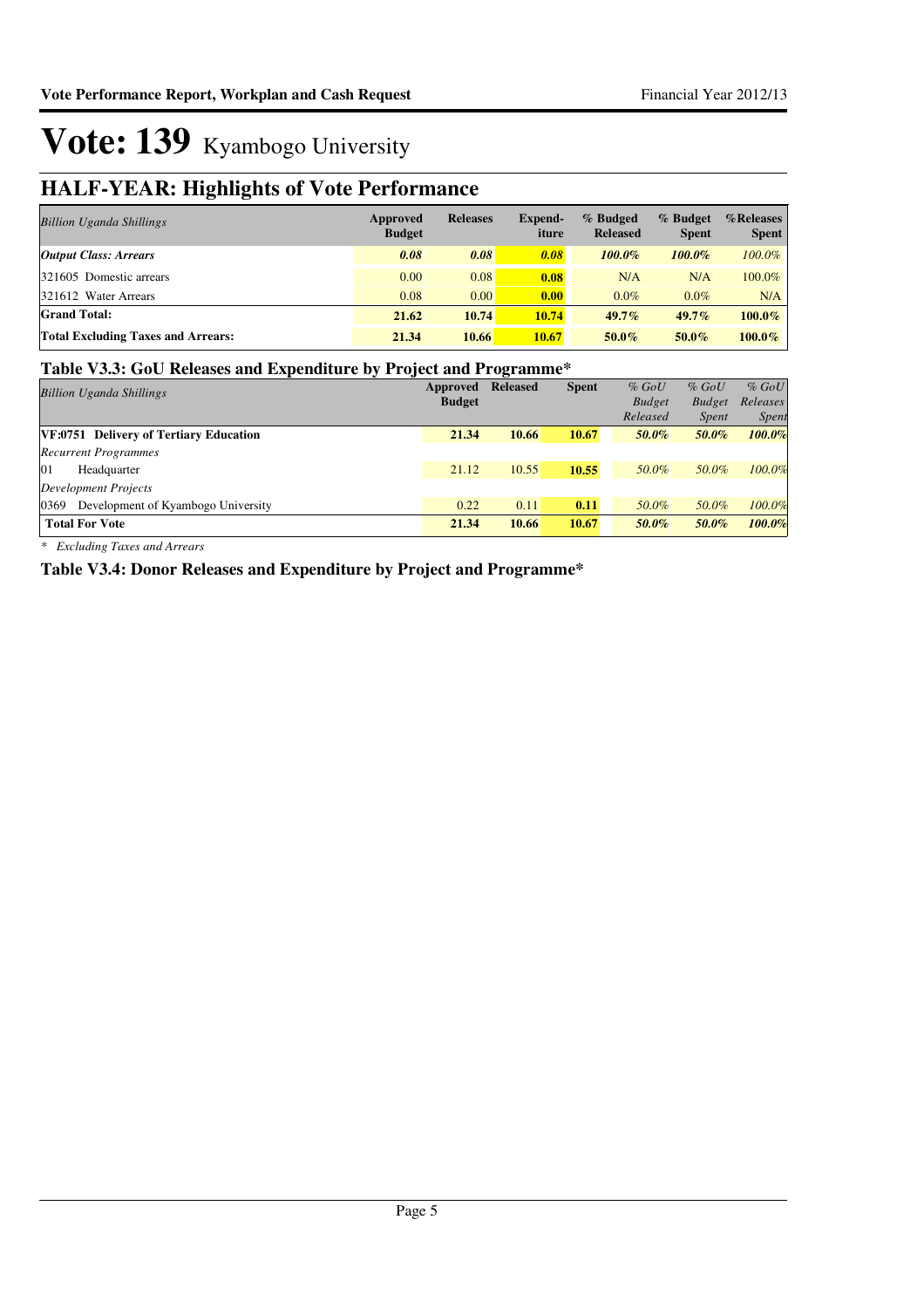# Vote: 139 Kyambogo University

## HALF-YEAR: Highlights of Vote Performance

| *Billion Uganda Shillings* | Approved Budget | Releases | Expend-iture | % Budged Released | % Budget Spent | %Releases Spent |
|---|---|---|---|---|---|---|
| ***Output Class: Arrears*** | ***0.08*** | ***0.08*** | ***0.08*** | ***100.0%*** | ***100.0%*** | *100.0%* |
| 321605 Domestic arrears | 0.00 | 0.08 | **0.08** | N/A | N/A | 100.0% |
| 321612 Water Arrears | 0.08 | 0.00 | **0.00** | 0.0% | 0.0% | N/A |
| **Grand Total:** | **21.62** | **10.74** | **10.74** | **49.7%** | **49.7%** | **100.0%** |
| **Total Excluding Taxes and Arrears:** | **21.34** | **10.66** | **10.67** | **50.0%** | **50.0%** | **100.0%** |

### Table V3.3: GoU Releases and Expenditure by Project and Programme*

| *Billion Uganda Shillings* | Approved Budget | Released | Spent | *% GoU Budget Released* | *% GoU Budget Spent* | *% GoU Releases Spent* |
|---|---|---|---|---|---|---|
| **VF:0751 Delivery of Tertiary Education** | **21.34** | **10.66** | **10.67** | ***50.0%*** | ***50.0%*** | ***100.0%*** |
| *Recurrent Programmes* | | | | | | |
| 01 Headquarter | 21.12 | 10.55 | **10.55** | *50.0%* | *50.0%* | *100.0%* |
| *Development Projects* | | | | | | |
| 0369 Development of Kyambogo University | 0.22 | 0.11 | **0.11** | *50.0%* | *50.0%* | *100.0%* |
| **Total For Vote** | **21.34** | **10.66** | **10.67** | ***50.0%*** | ***50.0%*** | ***100.0%*** |

*\* Excluding Taxes and Arrears*

### Table V3.4: Donor Releases and Expenditure by Project and Programme*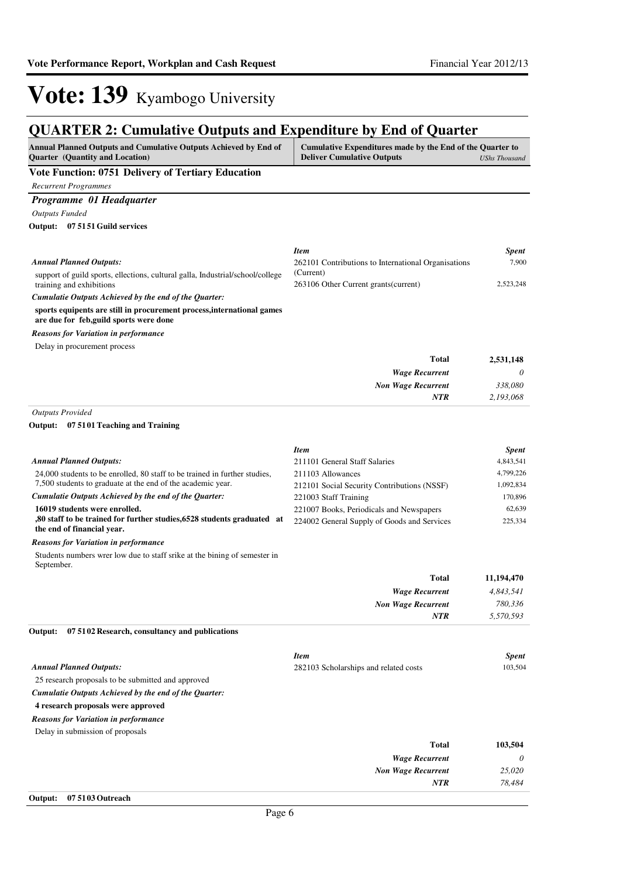# Vote: 139 Kyambogo University

## QUARTER 2: Cumulative Outputs and Expenditure by End of Quarter

| Annual Planned Outputs and Cumulative Outputs Achieved by End of Quarter (Quantity and Location) | Cumulative Expenditures made by the End of the Quarter to Deliver Cumulative Outputs | *UShs Thousand* |
|---|---|---|

### Vote Function: 0751 Delivery of Tertiary Education

*Recurrent Programmes*

#### *Programme 01 Headquarter*

*Outputs Funded*

**Output: 07 51 51 Guild services**

*Annual Planned Outputs:*

support of guild sports, elections, cultural galla, Industrial/school/college training and exhibitions

*Cumulatie Outputs Achieved by the end of the Quarter:*

**sports equipents are still in procurement process,international games are due for feb,guild sports were done**

*Reasons for Variation in performance*

Delay in procurement process

| *Item* | *Spent* |
|---|---|
| 262101 Contributions to International Organisations (Current) | 7,900 |
| 263106 Other Current grants(current) | 2,523,248 |
| **Total** | **2,531,148** |
| *Wage Recurrent* | *0* |
| *Non Wage Recurrent* | *338,080* |
| *NTR* | *2,193,068* |

*Outputs Provided*

**Output: 07 51 01 Teaching and Training**

*Annual Planned Outputs:*

24,000 students to be enrolled, 80 staff to be trained in further studies, 7,500 students to graduate at the end of the academic year.

*Cumulatie Outputs Achieved by the end of the Quarter:*

**16019 students were enrolled.**
**,80 staff to be trained for further studies,6528 students graduated at the end of financial year.**

*Reasons for Variation in performance*

Students numbers wrer low due to staff srike at the bining of semester in September.

| *Item* | *Spent* |
|---|---|
| 211101 General Staff Salaries | 4,843,541 |
| 211103 Allowances | 4,799,226 |
| 212101 Social Security Contributions (NSSF) | 1,092,834 |
| 221003 Staff Training | 170,896 |
| 221007 Books, Periodicals and Newspapers | 62,639 |
| 224002 General Supply of Goods and Services | 225,334 |
| **Total** | **11,194,470** |
| *Wage Recurrent* | *4,843,541* |
| *Non Wage Recurrent* | *780,336* |
| *NTR* | *5,570,593* |

**Output: 07 51 02 Research, consultancy and publications**

*Annual Planned Outputs:*

25 research proposals to be submitted and approved

*Cumulatie Outputs Achieved by the end of the Quarter:*

**4 research proposals were approved**

*Reasons for Variation in performance*

Delay in submission of proposals

| *Item* | *Spent* |
|---|---|
| 282103 Scholarships and related costs | 103,504 |
| **Total** | **103,504** |
| *Wage Recurrent* | *0* |
| *Non Wage Recurrent* | *25,020* |
| *NTR* | *78,484* |

**Output: 07 51 03 Outreach**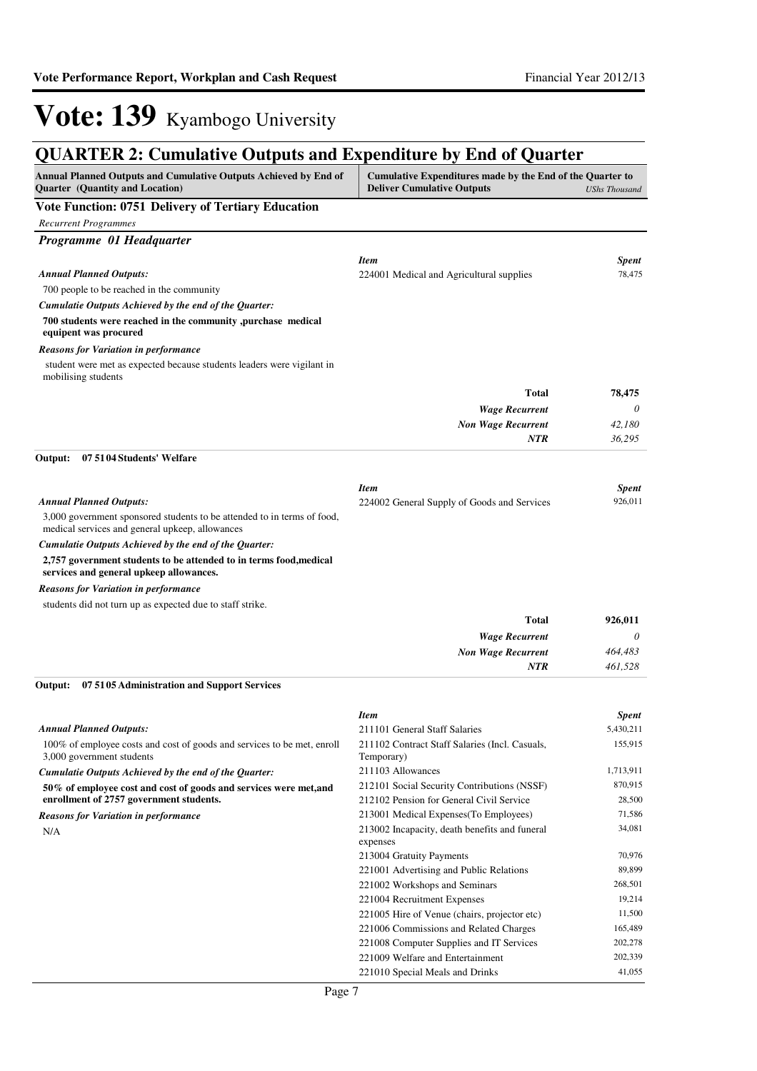# Vote: 139 Kyambogo University

## QUARTER 2: Cumulative Outputs and Expenditure by End of Quarter

| Annual Planned Outputs and Cumulative Outputs Achieved by End of Quarter (Quantity and Location) | Cumulative Expenditures made by the End of the Quarter to Deliver Cumulative Outputs | *UShs Thousand* |
|---|---|---|

### Vote Function: 0751 Delivery of Tertiary Education

*Recurrent Programmes*

### *Programme 01 Headquarter*

*Annual Planned Outputs:*

700 people to be reached in the community

*Cumulatie Outputs Achieved by the end of the Quarter:*

**700 students were reached in the community ,purchase medical equipent was procured**

*Reasons for Variation in performance*

student were met as expected because students leaders were vigilant in mobilising students

| *Item* | *Spent* |
|---|---|
| 224001 Medical and Agricultural supplies | 78,475 |
| **Total** | **78,475** |
| *Wage Recurrent* | *0* |
| *Non Wage Recurrent* | *42,180* |
| *NTR* | *36,295* |

**Output: 07 5104 Students' Welfare**

*Annual Planned Outputs:*

3,000 government sponsored students to be attended to in terms of food, medical services and general upkeep, allowances

*Cumulatie Outputs Achieved by the end of the Quarter:*

**2,757 government students to be attended to in terms food,medical services and general upkeep allowances.**

*Reasons for Variation in performance*

students did not turn up as expected due to staff strike.

| *Item* | *Spent* |
|---|---|
| 224002 General Supply of Goods and Services | 926,011 |
| **Total** | **926,011** |
| *Wage Recurrent* | *0* |
| *Non Wage Recurrent* | *464,483* |
| *NTR* | *461,528* |

**Output: 07 5105 Administration and Support Services**

*Annual Planned Outputs:*

100% of employee costs and cost of goods and services to be met, enroll 3,000 government students

*Cumulatie Outputs Achieved by the end of the Quarter:*

**50% of employee cost and cost of goods and services were met,and enrollment of 2757 government students.**

*Reasons for Variation in performance*

N/A

| *Item* | *Spent* |
|---|---|
| 211101 General Staff Salaries | 5,430,211 |
| 211102 Contract Staff Salaries (Incl. Casuals, Temporary) | 155,915 |
| 211103 Allowances | 1,713,911 |
| 212101 Social Security Contributions (NSSF) | 870,915 |
| 212102 Pension for General Civil Service | 28,500 |
| 213001 Medical Expenses(To Employees) | 71,586 |
| 213002 Incapacity, death benefits and funeral expenses | 34,081 |
| 213004 Gratuity Payments | 70,976 |
| 221001 Advertising and Public Relations | 89,899 |
| 221002 Workshops and Seminars | 268,501 |
| 221004 Recruitment Expenses | 19,214 |
| 221005 Hire of Venue (chairs, projector etc) | 11,500 |
| 221006 Commissions and Related Charges | 165,489 |
| 221008 Computer Supplies and IT Services | 202,278 |
| 221009 Welfare and Entertainment | 202,339 |
| 221010 Special Meals and Drinks | 41,055 |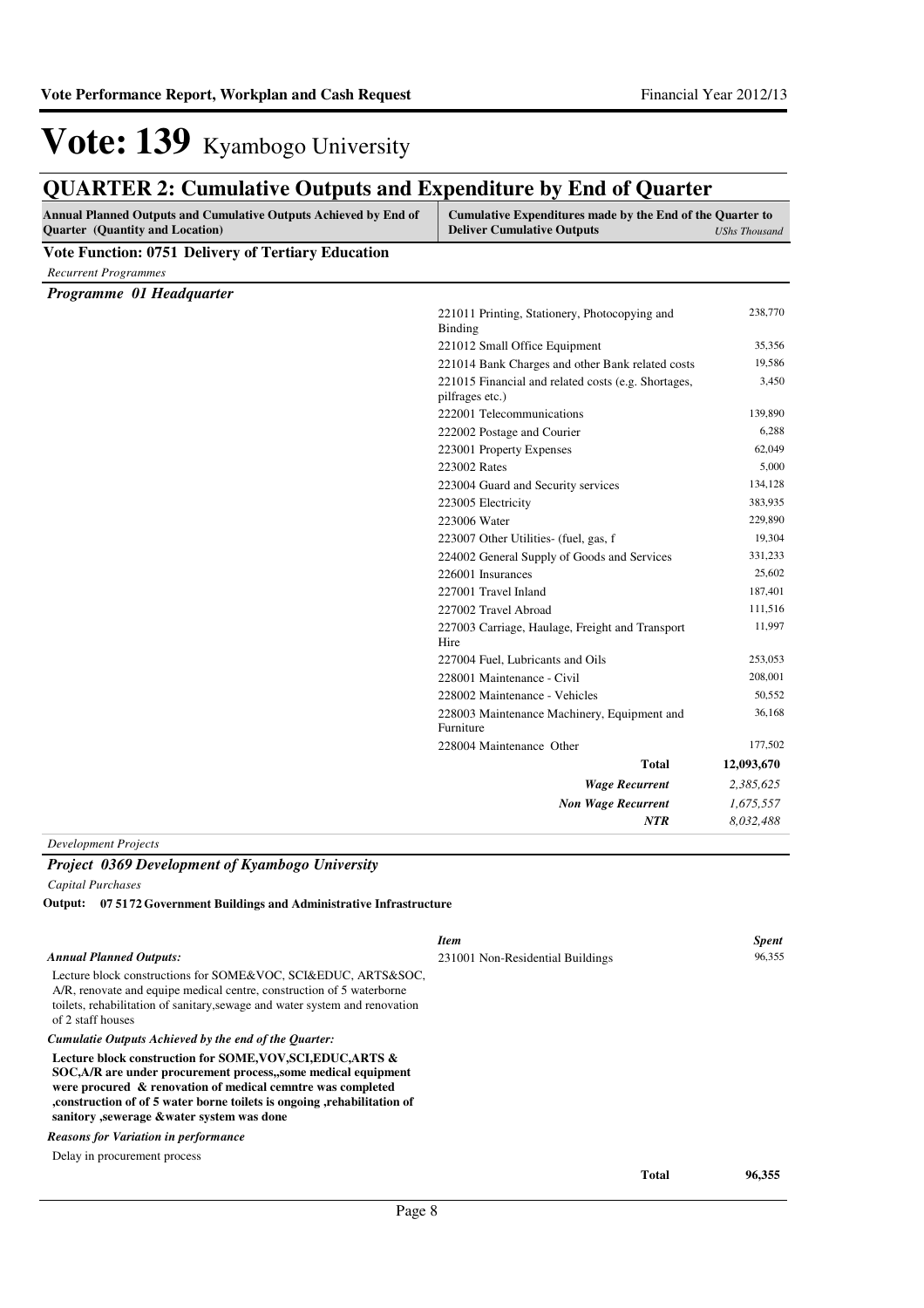# Vote: 139 Kyambogo University

## QUARTER 2: Cumulative Outputs and Expenditure by End of Quarter

| Annual Planned Outputs and Cumulative Outputs Achieved by End of Quarter (Quantity and Location) | Cumulative Expenditures made by the End of the Quarter to Deliver Cumulative Outputs | *UShs Thousand* |
|---|---|---|

### Vote Function: 0751 Delivery of Tertiary Education

*Recurrent Programmes*

#### *Programme 01 Headquarter*

| Item | Spent |
|---|---|
| 221011 Printing, Stationery, Photocopying and Binding | 238,770 |
| 221012 Small Office Equipment | 35,356 |
| 221014 Bank Charges and other Bank related costs | 19,586 |
| 221015 Financial and related costs (e.g. Shortages, pilfrages etc.) | 3,450 |
| 222001 Telecommunications | 139,890 |
| 222002 Postage and Courier | 6,288 |
| 223001 Property Expenses | 62,049 |
| 223002 Rates | 5,000 |
| 223004 Guard and Security services | 134,128 |
| 223005 Electricity | 383,935 |
| 223006 Water | 229,890 |
| 223007 Other Utilities- (fuel, gas, f | 19,304 |
| 224002 General Supply of Goods and Services | 331,233 |
| 226001 Insurances | 25,602 |
| 227001 Travel Inland | 187,401 |
| 227002 Travel Abroad | 111,516 |
| 227003 Carriage, Haulage, Freight and Transport Hire | 11,997 |
| 227004 Fuel, Lubricants and Oils | 253,053 |
| 228001 Maintenance - Civil | 208,001 |
| 228002 Maintenance - Vehicles | 50,552 |
| 228003 Maintenance Machinery, Equipment and Furniture | 36,168 |
| 228004 Maintenance Other | 177,502 |
| **Total** | **12,093,670** |
| ***Wage Recurrent*** | *2,385,625* |
| ***Non Wage Recurrent*** | *1,675,557* |
| ***NTR*** | *8,032,488* |

*Development Projects*

#### *Project 0369 Development of Kyambogo University*

*Capital Purchases*

**Output: 07 5172 Government Buildings and Administrative Infrastructure**

*Annual Planned Outputs:*

Lecture block constructions for SOME&VOC, SCI&EDUC, ARTS&SOC, A/R, renovate and equipe medical centre, construction of 5 waterborne toilets, rehabilitation of sanitary,sewage and water system and renovation of 2 staff houses

*Cumulatie Outputs Achieved by the end of the Quarter:*

**Lecture block construction for SOME,VOV,SCI,EDUC,ARTS & SOC,A/R are under procurement process,,some medical equipment were procured & renovation of medical cemntre was completed ,construction of of 5 water borne toilets is ongoing ,rehabilitation of sanitory ,sewerage &water system was done**

*Reasons for Variation in performance*

Delay in procurement process

| *Item* | *Spent* |
|---|---|
| 231001 Non-Residential Buildings | 96,355 |
| **Total** | **96,355** |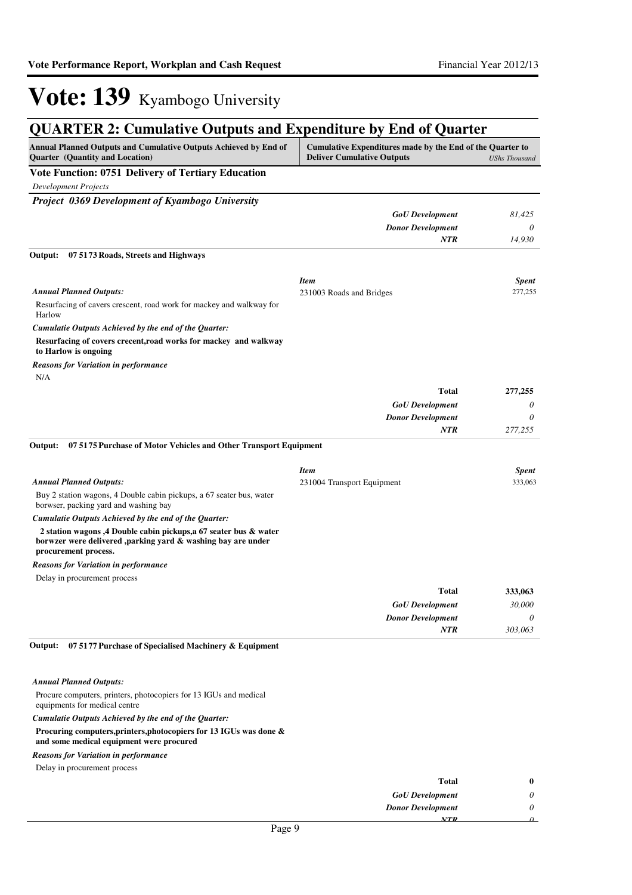# Vote: 139 Kyambogo University

## QUARTER 2: Cumulative Outputs and Expenditure by End of Quarter

| Annual Planned Outputs and Cumulative Outputs Achieved by End of Quarter (Quantity and Location) | Cumulative Expenditures made by the End of the Quarter to Deliver Cumulative Outputs | *UShs Thousand* |
|---|---|---|

### Vote Function: 0751 Delivery of Tertiary Education

*Development Projects*

#### *Project 0369 Development of Kyambogo University*

| | |
|---|---|
| ***GoU Development*** | *81,425* |
| ***Donor Development*** | *0* |
| ***NTR*** | *14,930* |

**Output: 07 5173 Roads, Streets and Highways**

| | *Item* | *Spent* |
|---|---|---|
| ***Annual Planned Outputs:*** | 231003 Roads and Bridges | 277,255 |

Resurfacing of cavers crescent, road work for mackey and walkway for Harlow

***Cumulatie Outputs Achieved by the end of the Quarter:***

**Resurfacing of covers crecent,road works for mackey and walkway to Harlow is ongoing**

***Reasons for Variation in performance***

N/A

| | |
|---|---|
| **Total** | **277,255** |
| ***GoU Development*** | *0* |
| ***Donor Development*** | *0* |
| ***NTR*** | *277,255* |

**Output: 07 5175 Purchase of Motor Vehicles and Other Transport Equipment**

| | *Item* | *Spent* |
|---|---|---|
| ***Annual Planned Outputs:*** | 231004 Transport Equipment | 333,063 |

Buy 2 station wagons, 4 Double cabin pickups, a 67 seater bus, water borwser, packing yard and washing bay

***Cumulatie Outputs Achieved by the end of the Quarter:***

**2 station wagons ,4 Double cabin pickups,a 67 seater bus & water borwzer were delivered ,parking yard & washing bay are under procurement process.**

***Reasons for Variation in performance***

Delay in procurement process

| | |
|---|---|
| **Total** | **333,063** |
| ***GoU Development*** | *30,000* |
| ***Donor Development*** | *0* |
| ***NTR*** | *303,063* |

**Output: 07 5177 Purchase of Specialised Machinery & Equipment**

***Annual Planned Outputs:***

Procure computers, printers, photocopiers for 13 IGUs and medical equipments for medical centre

***Cumulatie Outputs Achieved by the end of the Quarter:***

**Procuring computers,printers,photocopiers for 13 IGUs was done & and some medical equipment were procured**

***Reasons for Variation in performance***

Delay in procurement process

| | |
|---|---|
| **Total** | **0** |
| ***GoU Development*** | *0* |
| ***Donor Development*** | *0* |
| ***NTR*** | *0* |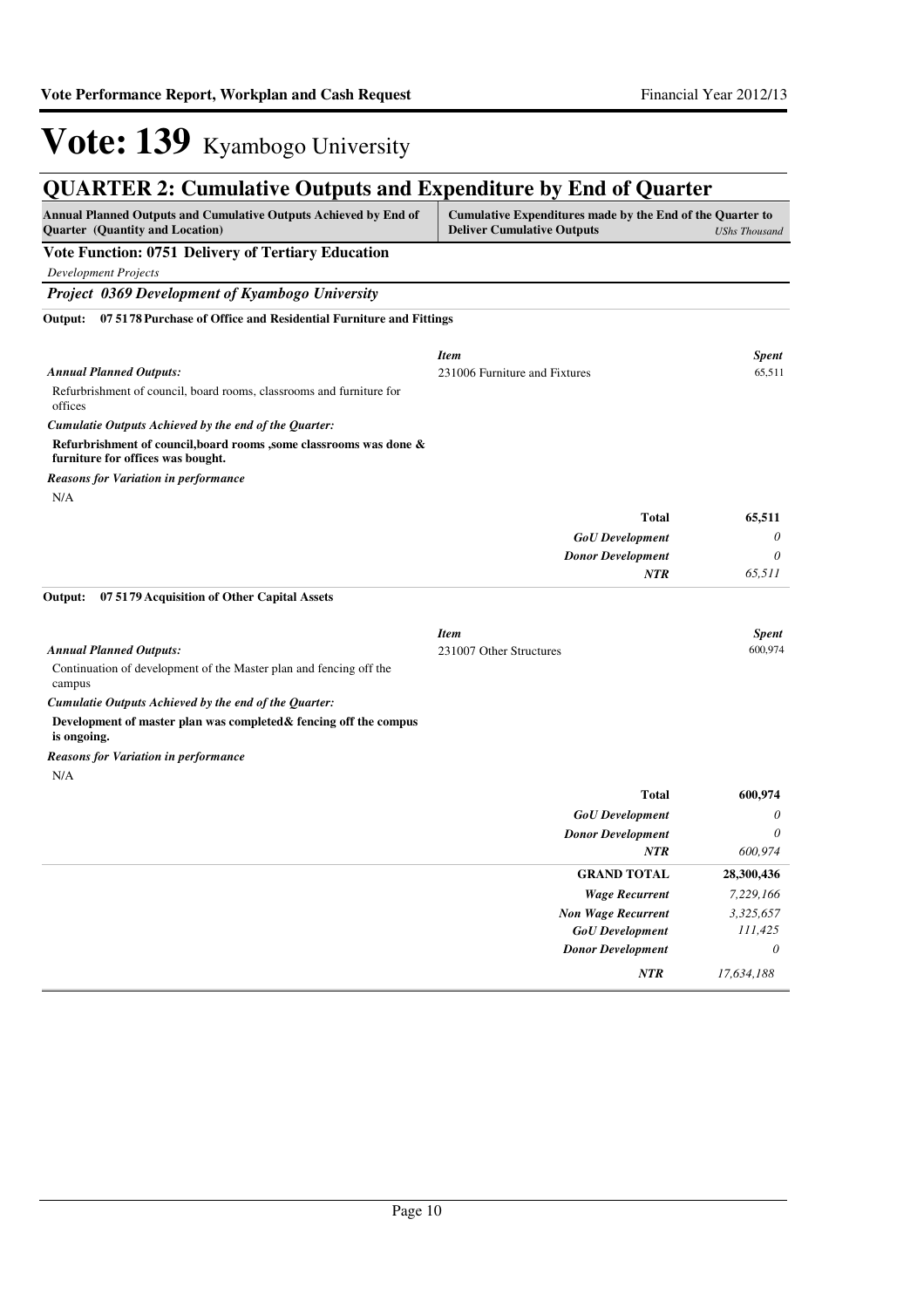# Vote: 139 Kyambogo University

## QUARTER 2: Cumulative Outputs and Expenditure by End of Quarter

| Annual Planned Outputs and Cumulative Outputs Achieved by End of Quarter (Quantity and Location) | Cumulative Expenditures made by the End of the Quarter to Deliver Cumulative Outputs | *UShs Thousand* |
|---|---|---|

### Vote Function: 0751 Delivery of Tertiary Education

*Development Projects*

***Project 0369 Development of Kyambogo University***

**Output: 07 5178 Purchase of Office and Residential Furniture and Fittings**

*Annual Planned Outputs:*

Refurbrishment of council, board rooms, classrooms and furniture for offices

*Cumulatie Outputs Achieved by the end of the Quarter:*

**Refurbrishment of council,board rooms ,some classrooms was done & furniture for offices was bought.**

*Reasons for Variation in performance*

N/A

| *Item* | *Spent* |
|---|---|
| 231006 Furniture and Fixtures | 65,511 |
| **Total** | **65,511** |
| *GoU Development* | *0* |
| *Donor Development* | *0* |
| *NTR* | *65,511* |

**Output: 07 5179 Acquisition of Other Capital Assets**

*Annual Planned Outputs:*

Continuation of development of the Master plan and fencing off the campus

*Cumulatie Outputs Achieved by the end of the Quarter:*

**Development of master plan was completed& fencing off the compus is ongoing.**

*Reasons for Variation in performance*

N/A

| *Item* | *Spent* |
|---|---|
| 231007 Other Structures | 600,974 |
| **Total** | **600,974** |
| *GoU Development* | *0* |
| *Donor Development* | *0* |
| *NTR* | *600,974* |

| | |
|---|---|
| **GRAND TOTAL** | **28,300,436** |
| *Wage Recurrent* | *7,229,166* |
| *Non Wage Recurrent* | *3,325,657* |
| *GoU Development* | *111,425* |
| *Donor Development* | *0* |
| *NTR* | *17,634,188* |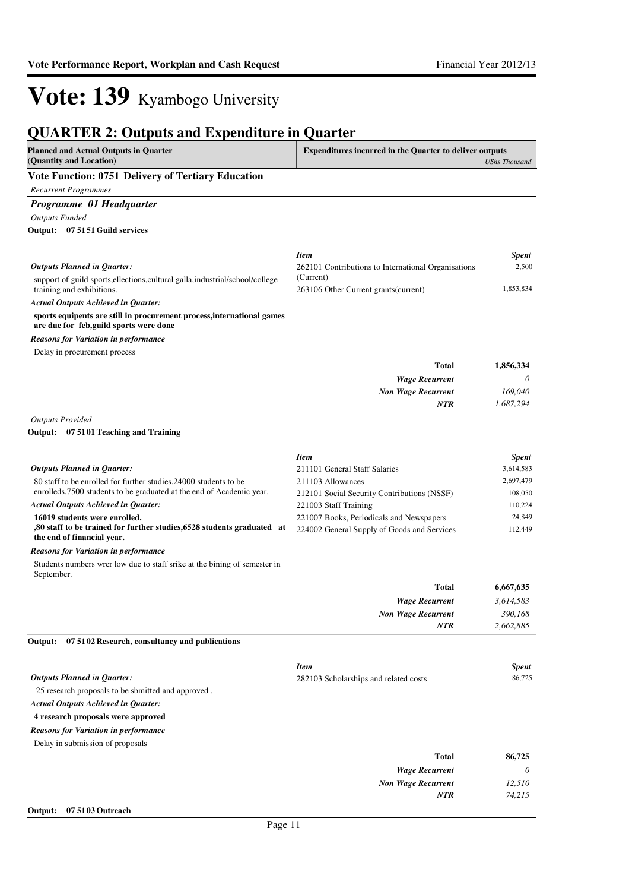# Vote: 139 Kyambogo University

## QUARTER 2: Outputs and Expenditure in Quarter

| Planned and Actual Outputs in Quarter (Quantity and Location) | Expenditures incurred in the Quarter to deliver outputs *UShs Thousand* |
|---|---|

### Vote Function: 0751 Delivery of Tertiary Education

*Recurrent Programmes*

#### *Programme 01 Headquarter*

*Outputs Funded*

**Output: 07 5151 Guild services**

*Outputs Planned in Quarter:*

support of guild sports,ellections,cultural galla,industrial/school/college training and exhibitions.

*Actual Outputs Achieved in Quarter:*

**sports equipents are still in procurement process,international games are due for feb,guild sports were done**

*Reasons for Variation in performance*

Delay in procurement process

| *Item* | *Spent* |
|---|---|
| 262101 Contributions to International Organisations (Current) | 2,500 |
| 263106 Other Current grants(current) | 1,853,834 |
| **Total** | **1,856,334** |
| *Wage Recurrent* | *0* |
| *Non Wage Recurrent* | *169,040* |
| *NTR* | *1,687,294* |

*Outputs Provided*

**Output: 07 5101 Teaching and Training**

*Outputs Planned in Quarter:*

80 staff to be enrolled for further studies,24000 students to be enrolleds,7500 students to be graduated at the end of Academic year.

*Actual Outputs Achieved in Quarter:*

**16019 students were enrolled.**
**,80 staff to be trained for further studies,6528 students graduated at the end of financial year.**

*Reasons for Variation in performance*

Students numbers wrer low due to staff srike at the bining of semester in September.

| *Item* | *Spent* |
|---|---|
| 211101 General Staff Salaries | 3,614,583 |
| 211103 Allowances | 2,697,479 |
| 212101 Social Security Contributions (NSSF) | 108,050 |
| 221003 Staff Training | 110,224 |
| 221007 Books, Periodicals and Newspapers | 24,849 |
| 224002 General Supply of Goods and Services | 112,449 |
| **Total** | **6,667,635** |
| *Wage Recurrent* | *3,614,583* |
| *Non Wage Recurrent* | *390,168* |
| *NTR* | *2,662,885* |

**Output: 07 5102 Research, consultancy and publications**

*Outputs Planned in Quarter:*

25 research proposals to be sbmitted and approved .

*Actual Outputs Achieved in Quarter:*

**4 research proposals were approved**

*Reasons for Variation in performance*

Delay in submission of proposals

| *Item* | *Spent* |
|---|---|
| 282103 Scholarships and related costs | 86,725 |
| **Total** | **86,725** |
| *Wage Recurrent* | *0* |
| *Non Wage Recurrent* | *12,510* |
| *NTR* | *74,215* |

**Output: 07 5103 Outreach**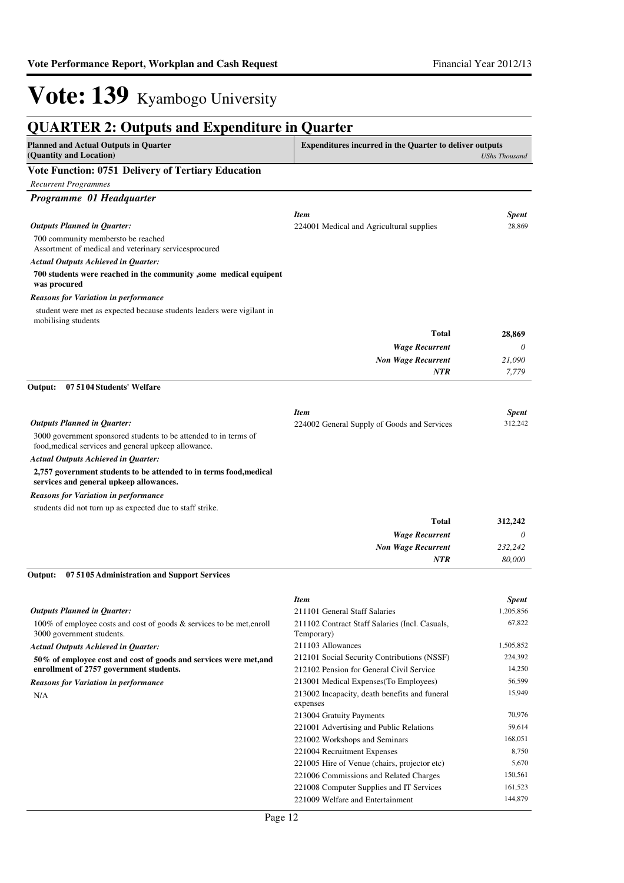# Vote: 139 Kyambogo University

## QUARTER 2: Outputs and Expenditure in Quarter

| Planned and Actual Outputs in Quarter (Quantity and Location) | Expenditures incurred in the Quarter to deliver outputs *UShs Thousand* |
|---|---|

### Vote Function: 0751 Delivery of Tertiary Education

*Recurrent Programmes*

#### *Programme 01 Headquarter*

*Outputs Planned in Quarter:*

700 community membersto be reached
Assortment of medical and veterinary servicesprocured

*Actual Outputs Achieved in Quarter:*

**700 students were reached in the community ,some medical equipent was procured**

*Reasons for Variation in performance*

student were met as expected because students leaders were vigilant in mobilising students

| *Item* | *Spent* |
|---|---|
| 224001 Medical and Agricultural supplies | 28,869 |
| **Total** | **28,869** |
| *Wage Recurrent* | *0* |
| *Non Wage Recurrent* | *21,090* |
| *NTR* | *7,779* |

**Output: 07 51 04 Students' Welfare**

*Outputs Planned in Quarter:*

3000 government sponsored students to be attended to in terms of food,medical services and general upkeep allowance.

*Actual Outputs Achieved in Quarter:*

**2,757 government students to be attended to in terms food,medical services and general upkeep allowances.**

*Reasons for Variation in performance*

students did not turn up as expected due to staff strike.

| *Item* | *Spent* |
|---|---|
| 224002 General Supply of Goods and Services | 312,242 |
| **Total** | **312,242** |
| *Wage Recurrent* | *0* |
| *Non Wage Recurrent* | *232,242* |
| *NTR* | *80,000* |

**Output: 07 51 05 Administration and Support Services**

*Outputs Planned in Quarter:*

100% of employee costs and cost of goods & services to be met,enroll 3000 government students.

*Actual Outputs Achieved in Quarter:*

**50% of employee cost and cost of goods and services were met,and enrollment of 2757 government students.**

*Reasons for Variation in performance*

N/A

| *Item* | *Spent* |
|---|---|
| 211101 General Staff Salaries | 1,205,856 |
| 211102 Contract Staff Salaries (Incl. Casuals, Temporary) | 67,822 |
| 211103 Allowances | 1,505,852 |
| 212101 Social Security Contributions (NSSF) | 224,392 |
| 212102 Pension for General Civil Service | 14,250 |
| 213001 Medical Expenses(To Employees) | 56,599 |
| 213002 Incapacity, death benefits and funeral expenses | 15,949 |
| 213004 Gratuity Payments | 70,976 |
| 221001 Advertising and Public Relations | 59,614 |
| 221002 Workshops and Seminars | 168,051 |
| 221004 Recruitment Expenses | 8,750 |
| 221005 Hire of Venue (chairs, projector etc) | 5,670 |
| 221006 Commissions and Related Charges | 150,561 |
| 221008 Computer Supplies and IT Services | 161,523 |
| 221009 Welfare and Entertainment | 144,879 |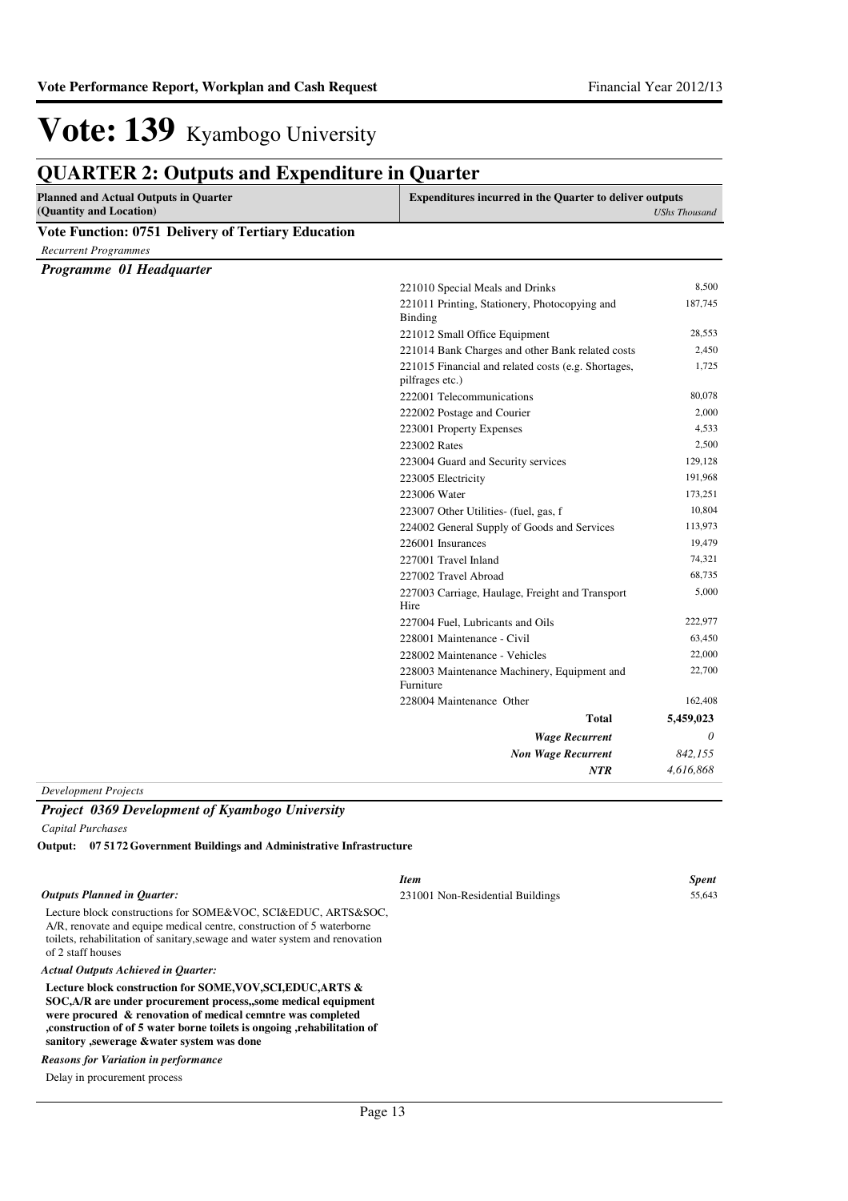# Vote: 139 Kyambogo University

## QUARTER 2: Outputs and Expenditure in Quarter

| Planned and Actual Outputs in Quarter (Quantity and Location) | Expenditures incurred in the Quarter to deliver outputs | *UShs Thousand* |
|---|---|---|

**Vote Function: 0751 Delivery of Tertiary Education**

*Recurrent Programmes*

***Programme 01 Headquarter***

| Item | Spent |
|---|---|
| 221010 Special Meals and Drinks | 8,500 |
| 221011 Printing, Stationery, Photocopying and Binding | 187,745 |
| 221012 Small Office Equipment | 28,553 |
| 221014 Bank Charges and other Bank related costs | 2,450 |
| 221015 Financial and related costs (e.g. Shortages, pilfrages etc.) | 1,725 |
| 222001 Telecommunications | 80,078 |
| 222002 Postage and Courier | 2,000 |
| 223001 Property Expenses | 4,533 |
| 223002 Rates | 2,500 |
| 223004 Guard and Security services | 129,128 |
| 223005 Electricity | 191,968 |
| 223006 Water | 173,251 |
| 223007 Other Utilities- (fuel, gas, f | 10,804 |
| 224002 General Supply of Goods and Services | 113,973 |
| 226001 Insurances | 19,479 |
| 227001 Travel Inland | 74,321 |
| 227002 Travel Abroad | 68,735 |
| 227003 Carriage, Haulage, Freight and Transport Hire | 5,000 |
| 227004 Fuel, Lubricants and Oils | 222,977 |
| 228001 Maintenance - Civil | 63,450 |
| 228002 Maintenance - Vehicles | 22,000 |
| 228003 Maintenance Machinery, Equipment and Furniture | 22,700 |
| 228004 Maintenance Other | 162,408 |
| **Total** | **5,459,023** |
| ***Wage Recurrent*** | *0* |
| ***Non Wage Recurrent*** | *842,155* |
| ***NTR*** | *4,616,868* |

*Development Projects*

***Project 0369 Development of Kyambogo University***

*Capital Purchases*

**Output: 07 5172 Government Buildings and Administrative Infrastructure**

| *Item* | *Spent* |
|---|---|
| 231001 Non-Residential Buildings | 55,643 |

***Outputs Planned in Quarter:***

Lecture block constructions for SOME&VOC, SCI&EDUC, ARTS&SOC, A/R, renovate and equipe medical centre, construction of 5 waterborne toilets, rehabilitation of sanitary,sewage and water system and renovation of 2 staff houses

***Actual Outputs Achieved in Quarter:***

**Lecture block construction for SOME,VOV,SCI,EDUC,ARTS & SOC,A/R are under procurement process,,some medical equipment were procured & renovation of medical cemntre was completed ,construction of of 5 water borne toilets is ongoing ,rehabilitation of sanitory ,sewerage &water system was done**

***Reasons for Variation in performance***

Delay in procurement process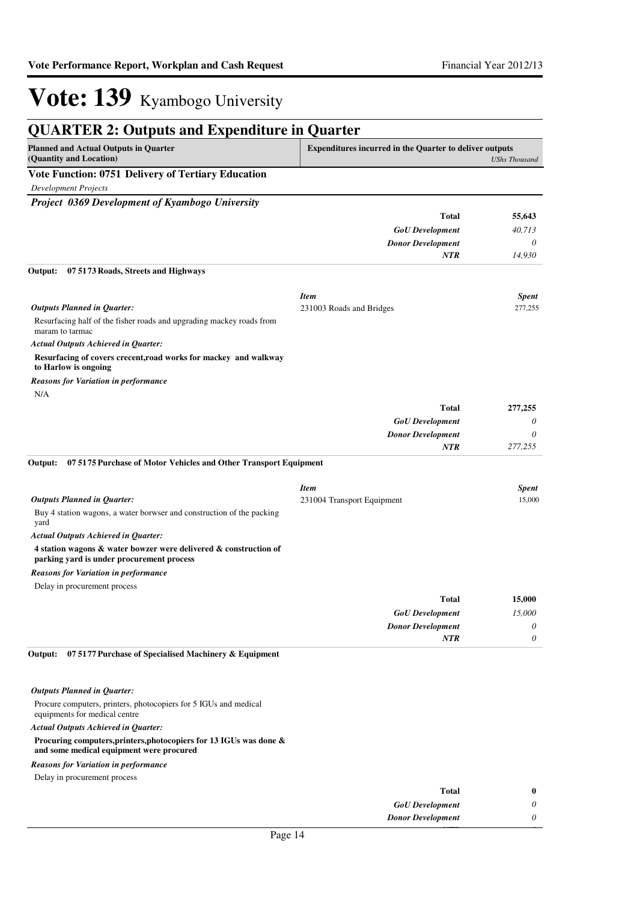# Vote: 139 Kyambogo University

## QUARTER 2: Outputs and Expenditure in Quarter

| Planned and Actual Outputs in Quarter (Quantity and Location) | Expenditures incurred in the Quarter to deliver outputs | UShs Thousand |
|---|---|---|

### Vote Function: 0751 Delivery of Tertiary Education

*Development Projects*

#### *Project 0369 Development of Kyambogo University*

| | | |
|---|---|---|
| | **Total** | **55,643** |
| | *GoU Development* | *40,713* |
| | *Donor Development* | *0* |
| | *NTR* | *14,930* |

**Output: 07 5173 Roads, Streets and Highways**

| | *Item* | *Spent* |
|---|---|---|
| ***Outputs Planned in Quarter:*** | 231003 Roads and Bridges | 277,255 |

Resurfacing half of the fisher roads and upgrading mackey roads from maram to tarmac

***Actual Outputs Achieved in Quarter:***

**Resurfacing of covers crecent,road works for mackey and walkway to Harlow is ongoing**

***Reasons for Variation in performance***

N/A

| | | |
|---|---|---|
| | **Total** | **277,255** |
| | *GoU Development* | *0* |
| | *Donor Development* | *0* |
| | *NTR* | *277,255* |

**Output: 07 5175 Purchase of Motor Vehicles and Other Transport Equipment**

| | *Item* | *Spent* |
|---|---|---|
| ***Outputs Planned in Quarter:*** | 231004 Transport Equipment | 15,000 |

Buy 4 station wagons, a water borwser and construction of the packing yard

***Actual Outputs Achieved in Quarter:***

**4 station wagons & water bowzer were delivered & construction of parking yard is under procurement process**

***Reasons for Variation in performance***

Delay in procurement process

| | | |
|---|---|---|
| | **Total** | **15,000** |
| | *GoU Development* | *15,000* |
| | *Donor Development* | *0* |
| | *NTR* | *0* |

**Output: 07 5177 Purchase of Specialised Machinery & Equipment**

***Outputs Planned in Quarter:***

Procure computers, printers, photocopiers for 5 IGUs and medical equipments for medical centre

***Actual Outputs Achieved in Quarter:***

**Procuring computers,printers,photocopiers for 13 IGUs was done & and some medical equipment were procured**

***Reasons for Variation in performance***

Delay in procurement process

| | | |
|---|---|---|
| | **Total** | **0** |
| | *GoU Development* | *0* |
| | *Donor Development* | *0* |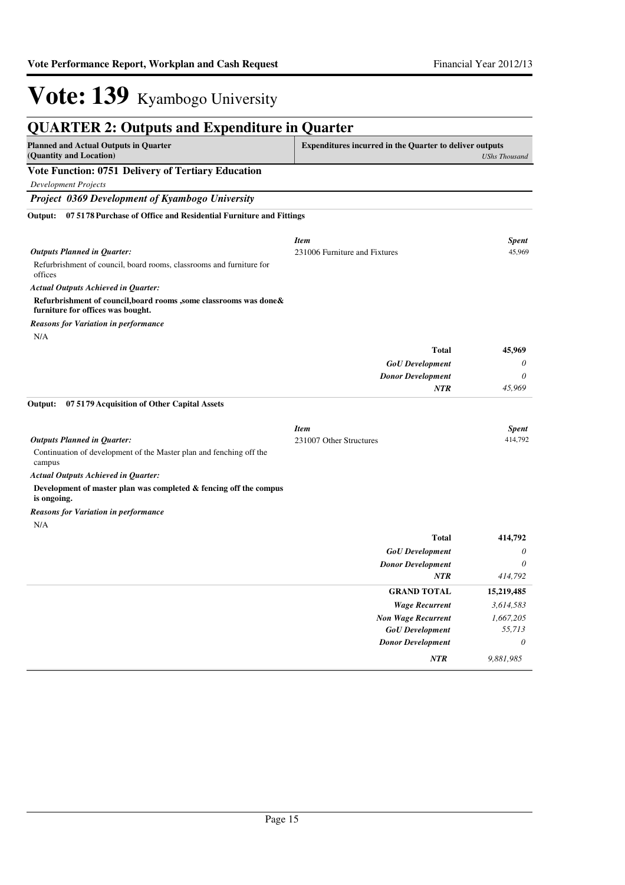# Vote: 139 Kyambogo University

## QUARTER 2: Outputs and Expenditure in Quarter

| Planned and Actual Outputs in Quarter (Quantity and Location) | Expenditures incurred in the Quarter to deliver outputs | *UShs Thousand* |
|---|---|---|

### Vote Function: 0751 Delivery of Tertiary Education

*Development Projects*

#### *Project 0369 Development of Kyambogo University*

**Output: 07 5178 Purchase of Office and Residential Furniture and Fittings**

*Outputs Planned in Quarter:*

Refurbrishment of council, board rooms, classrooms and furniture for offices

*Actual Outputs Achieved in Quarter:*

**Refurbrishment of council,board rooms ,some classrooms was done& furniture for offices was bought.**

*Reasons for Variation in performance*

N/A

| *Item* | *Spent* |
|---|---|
| 231006 Furniture and Fixtures | 45,969 |
| **Total** | **45,969** |
| *GoU Development* | *0* |
| *Donor Development* | *0* |
| *NTR* | *45,969* |

**Output: 07 5179 Acquisition of Other Capital Assets**

*Outputs Planned in Quarter:*

Continuation of development of the Master plan and fenching off the campus

*Actual Outputs Achieved in Quarter:*

**Development of master plan was completed & fencing off the compus is ongoing.**

*Reasons for Variation in performance*

N/A

| *Item* | *Spent* |
|---|---|
| 231007 Other Structures | 414,792 |
| **Total** | **414,792** |
| *GoU Development* | *0* |
| *Donor Development* | *0* |
| *NTR* | *414,792* |

| | |
|---|---|
| **GRAND TOTAL** | **15,219,485** |
| *Wage Recurrent* | *3,614,583* |
| *Non Wage Recurrent* | *1,667,205* |
| *GoU Development* | *55,713* |
| *Donor Development* | *0* |
| *NTR* | *9,881,985* |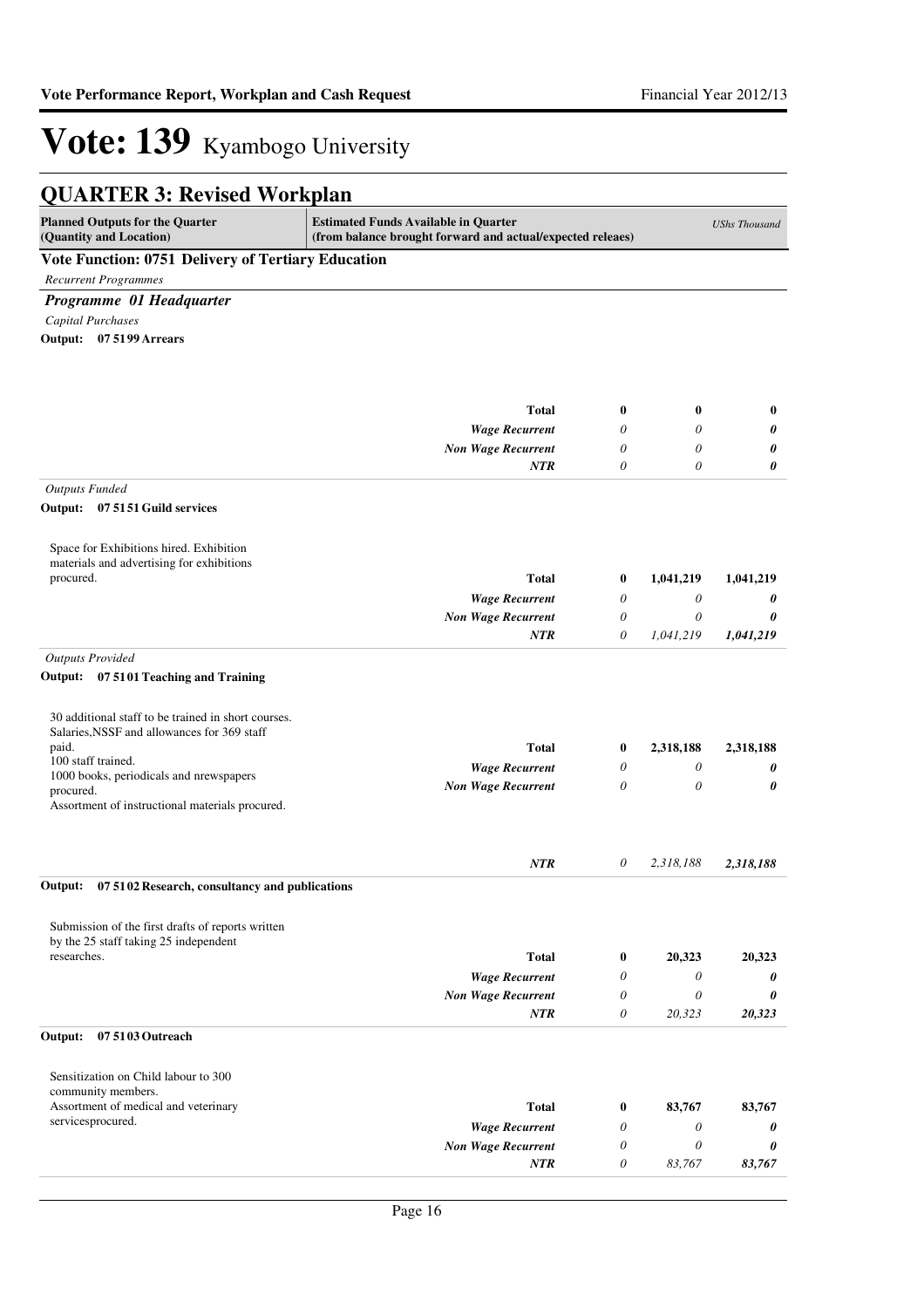# Vote: 139 Kyambogo University

## QUARTER 3: Revised Workplan

| Planned Outputs for the Quarter (Quantity and Location) | Estimated Funds Available in Quarter (from balance brought forward and actual/expected releaes) | | | *UShs Thousand* |
|---|---|---|---|---|

### Vote Function: 0751 Delivery of Tertiary Education

*Recurrent Programmes*

#### *Programme 01 Headquarter*

*Capital Purchases*

**Output: 07 5199 Arrears**

| | | | | |
|---|---|---|---|---|
| | **Total** | **0** | **0** | **0** |
| | ***Wage Recurrent*** | *0* | *0* | ***0*** |
| | ***Non Wage Recurrent*** | *0* | *0* | ***0*** |
| | ***NTR*** | *0* | *0* | ***0*** |

*Outputs Funded*

**Output: 07 5151 Guild services**

| | | | | |
|---|---|---|---|---|
| Space for Exhibitions hired. Exhibition materials and advertising for exhibitions procured. | **Total** | **0** | **1,041,219** | **1,041,219** |
| | ***Wage Recurrent*** | *0* | *0* | ***0*** |
| | ***Non Wage Recurrent*** | *0* | *0* | ***0*** |
| | ***NTR*** | *0* | *1,041,219* | ***1,041,219*** |

*Outputs Provided*

**Output: 07 5101 Teaching and Training**

| | | | | |
|---|---|---|---|---|
| 30 additional staff to be trained in short courses.<br>Salaries,NSSF and allowances for 369 staff paid.<br>100 staff trained.<br>1000 books, periodicals and nrewspapers procured.<br>Assortment of instructional materials procured. | **Total** | **0** | **2,318,188** | **2,318,188** |
| | ***Wage Recurrent*** | *0* | *0* | ***0*** |
| | ***Non Wage Recurrent*** | *0* | *0* | ***0*** |
| | ***NTR*** | *0* | *2,318,188* | ***2,318,188*** |

**Output: 07 5102 Research, consultancy and publications**

| | | | | |
|---|---|---|---|---|
| Submission of the first drafts of reports written by the 25 staff taking 25 independent researches. | **Total** | **0** | **20,323** | **20,323** |
| | ***Wage Recurrent*** | *0* | *0* | ***0*** |
| | ***Non Wage Recurrent*** | *0* | *0* | ***0*** |
| | ***NTR*** | *0* | *20,323* | ***20,323*** |

**Output: 07 5103 Outreach**

| | | | | |
|---|---|---|---|---|
| Sensitization on Child labour to 300 community members.<br>Assortment of medical and veterinary servicesprocured. | **Total** | **0** | **83,767** | **83,767** |
| | ***Wage Recurrent*** | *0* | *0* | ***0*** |
| | ***Non Wage Recurrent*** | *0* | *0* | ***0*** |
| | ***NTR*** | *0* | *83,767* | ***83,767*** |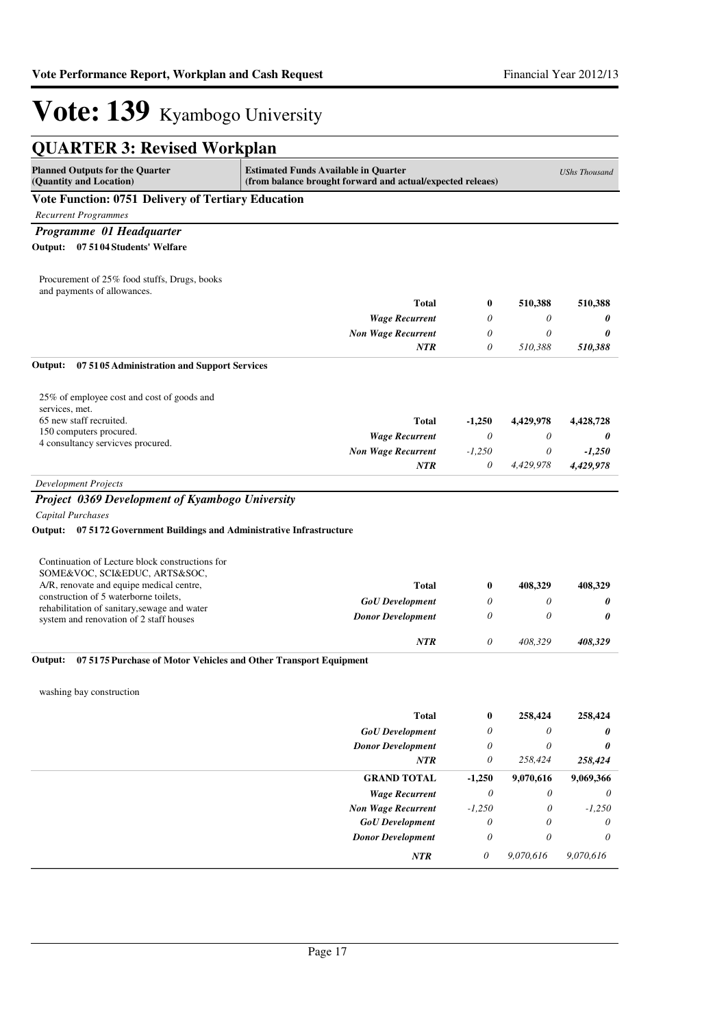# Vote: 139 Kyambogo University

## QUARTER 3: Revised Workplan

| Planned Outputs for the Quarter (Quantity and Location) | Estimated Funds Available in Quarter (from balance brought forward and actual/expected releaes) | | | *UShs Thousand* |
|---|---|---|---|---|

**Vote Function: 0751 Delivery of Tertiary Education**

*Recurrent Programmes*

***Programme 01 Headquarter***

**Output: 07 51 04 Students' Welfare**

| | | | | |
|---|---|---|---|---|
| Procurement of 25% food stuffs, Drugs, books and payments of allowances. | **Total** | **0** | **510,388** | **510,388** |
| | ***Wage Recurrent*** | *0* | *0* | ***0*** |
| | ***Non Wage Recurrent*** | *0* | *0* | ***0*** |
| | ***NTR*** | *0* | *510,388* | ***510,388*** |

**Output: 07 51 05 Administration and Support Services**

| | | | | |
|---|---|---|---|---|
| 25% of employee cost and cost of goods and services, met.<br>65 new staff recruited.<br>150 computers procured.<br>4 consultancy servicves procured. | **Total** | **-1,250** | **4,429,978** | **4,428,728** |
| | ***Wage Recurrent*** | *0* | *0* | ***0*** |
| | ***Non Wage Recurrent*** | *-1,250* | *0* | ***-1,250*** |
| | ***NTR*** | *0* | *4,429,978* | ***4,429,978*** |

*Development Projects*

***Project 0369 Development of Kyambogo University***

*Capital Purchases*

**Output: 07 51 72 Government Buildings and Administrative Infrastructure**

| | | | | |
|---|---|---|---|---|
| Continuation of Lecture block constructions for SOME&VOC, SCI&EDUC, ARTS&SOC, A/R, renovate and equipe medical centre, construction of 5 waterborne toilets, rehabilitation of sanitary,sewage and water system and renovation of 2 staff houses | **Total** | **0** | **408,329** | **408,329** |
| | ***GoU Development*** | *0* | *0* | ***0*** |
| | ***Donor Development*** | *0* | *0* | ***0*** |
| | ***NTR*** | *0* | *408,329* | ***408,329*** |

**Output: 07 51 75 Purchase of Motor Vehicles and Other Transport Equipment**

| | | | | |
|---|---|---|---|---|
| washing bay construction | **Total** | **0** | **258,424** | **258,424** |
| | ***GoU Development*** | *0* | *0* | ***0*** |
| | ***Donor Development*** | *0* | *0* | ***0*** |
| | ***NTR*** | *0* | *258,424* | ***258,424*** |
| | **GRAND TOTAL** | **-1,250** | **9,070,616** | **9,069,366** |
| | ***Wage Recurrent*** | *0* | *0* | *0* |
| | ***Non Wage Recurrent*** | *-1,250* | *0* | *-1,250* |
| | ***GoU Development*** | *0* | *0* | *0* |
| | ***Donor Development*** | *0* | *0* | *0* |
| | ***NTR*** | *0* | *9,070,616* | *9,070,616* |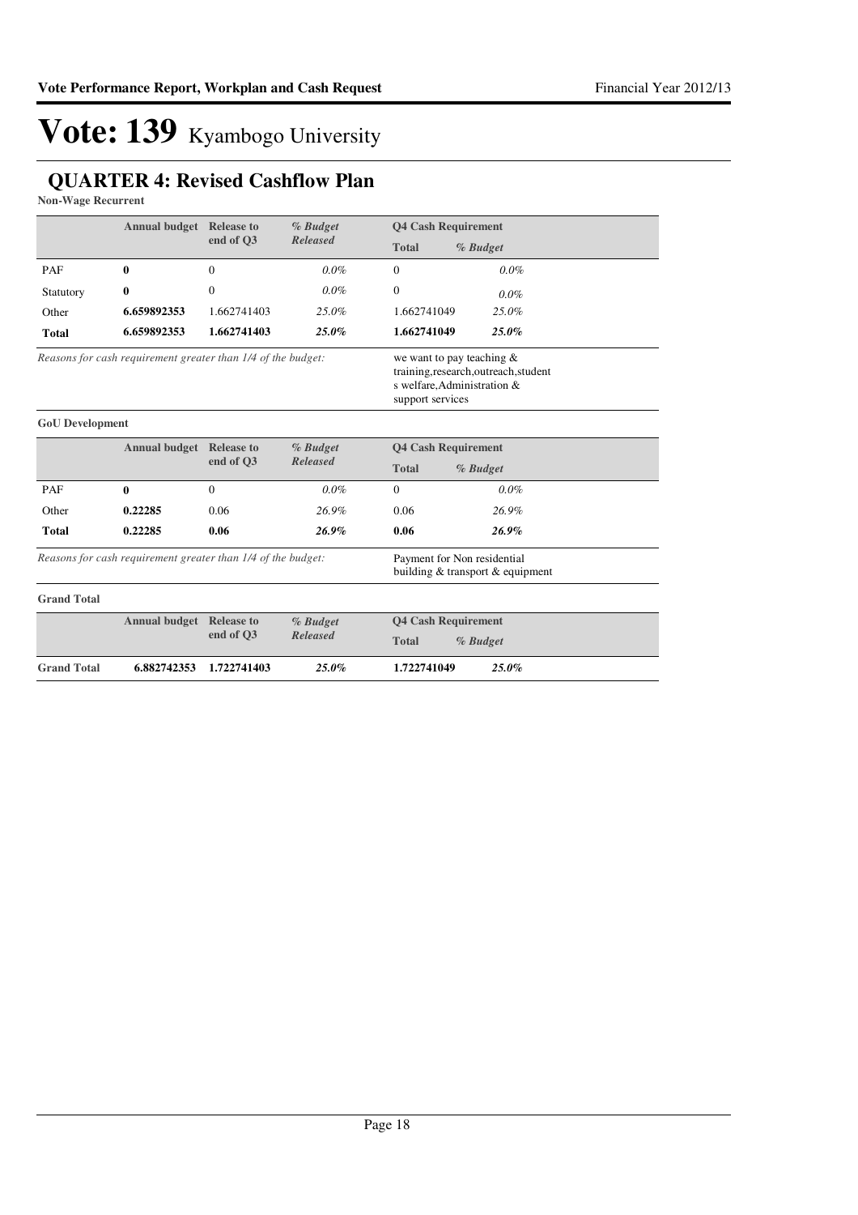# Vote: 139 Kyambogo University

## QUARTER 4: Revised Cashflow Plan

**Non-Wage Recurrent**

| | Annual budget | Release to end of Q3 | % Budget Released | Q4 Cash Requirement | |
|---|---|---|---|---|---|
| | | | | Total | % Budget |
| PAF | **0** | 0 | *0.0%* | 0 | *0.0%* |
| Statutory | **0** | 0 | *0.0%* | 0 | *0.0%* |
| Other | **6.659892353** | 1.662741403 | *25.0%* | 1.662741049 | *25.0%* |
| **Total** | **6.659892353** | **1.662741403** | ***25.0%*** | **1.662741049** | ***25.0%*** |

*Reasons for cash requirement greater than 1/4 of the budget:* we want to pay teaching & training,research,outreach,students welfare,Administration & support services

**GoU Development**

| | Annual budget | Release to end of Q3 | % Budget Released | Q4 Cash Requirement | |
|---|---|---|---|---|---|
| | | | | Total | % Budget |
| PAF | **0** | 0 | *0.0%* | 0 | *0.0%* |
| Other | **0.22285** | 0.06 | *26.9%* | 0.06 | *26.9%* |
| **Total** | **0.22285** | **0.06** | ***26.9%*** | **0.06** | ***26.9%*** |

*Reasons for cash requirement greater than 1/4 of the budget:* Payment for Non residential building & transport & equipment

**Grand Total**

| | Annual budget | Release to end of Q3 | % Budget Released | Q4 Cash Requirement | |
|---|---|---|---|---|---|
| | | | | Total | % Budget |
| **Grand Total** | **6.882742353** | **1.722741403** | ***25.0%*** | **1.722741049** | ***25.0%*** |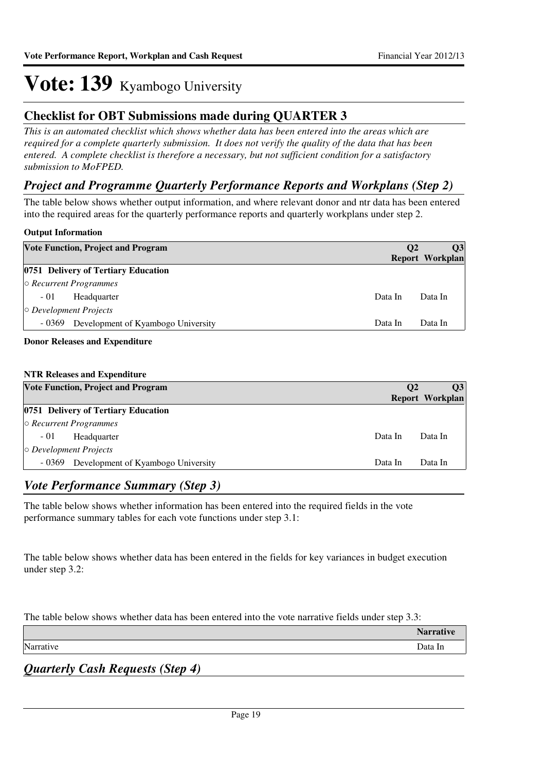# Vote: 139 Kyambogo University

## Checklist for OBT Submissions made during QUARTER 3

*This is an automated checklist which shows whether data has been entered into the areas which are required for a complete quarterly submission. It does not verify the quality of the data that has been entered. A complete checklist is therefore a necessary, but not sufficient condition for a satisfactory submission to MoFPED.*

## *Project and Programme Quarterly Performance Reports and Workplans (Step 2)*

The table below shows whether output information, and where relevant donor and ntr data has been entered into the required areas for the quarterly performance reports and quarterly workplans under step 2.

**Output Information**

| Vote Function, Project and Program | Q2 Report | Q3 Workplan |
|---|---|---|
| **0751 Delivery of Tertiary Education** | | |
| ○ *Recurrent Programmes* | | |
| - 01 Headquarter | Data In | Data In |
| ○ *Development Projects* | | |
| - 0369 Development of Kyambogo University | Data In | Data In |

**Donor Releases and Expenditure**

**NTR Releases and Expenditure**

| Vote Function, Project and Program | Q2 Report | Q3 Workplan |
|---|---|---|
| **0751 Delivery of Tertiary Education** | | |
| ○ *Recurrent Programmes* | | |
| - 01 Headquarter | Data In | Data In |
| ○ *Development Projects* | | |
| - 0369 Development of Kyambogo University | Data In | Data In |

## *Vote Performance Summary (Step 3)*

The table below shows whether information has been entered into the required fields in the vote performance summary tables for each vote functions under step 3.1:

The table below shows whether data has been entered in the fields for key variances in budget execution under step 3.2:

The table below shows whether data has been entered into the vote narrative fields under step 3.3:

| | Narrative |
|---|---|
| Narrative | Data In |

## *Quarterly Cash Requests (Step 4)*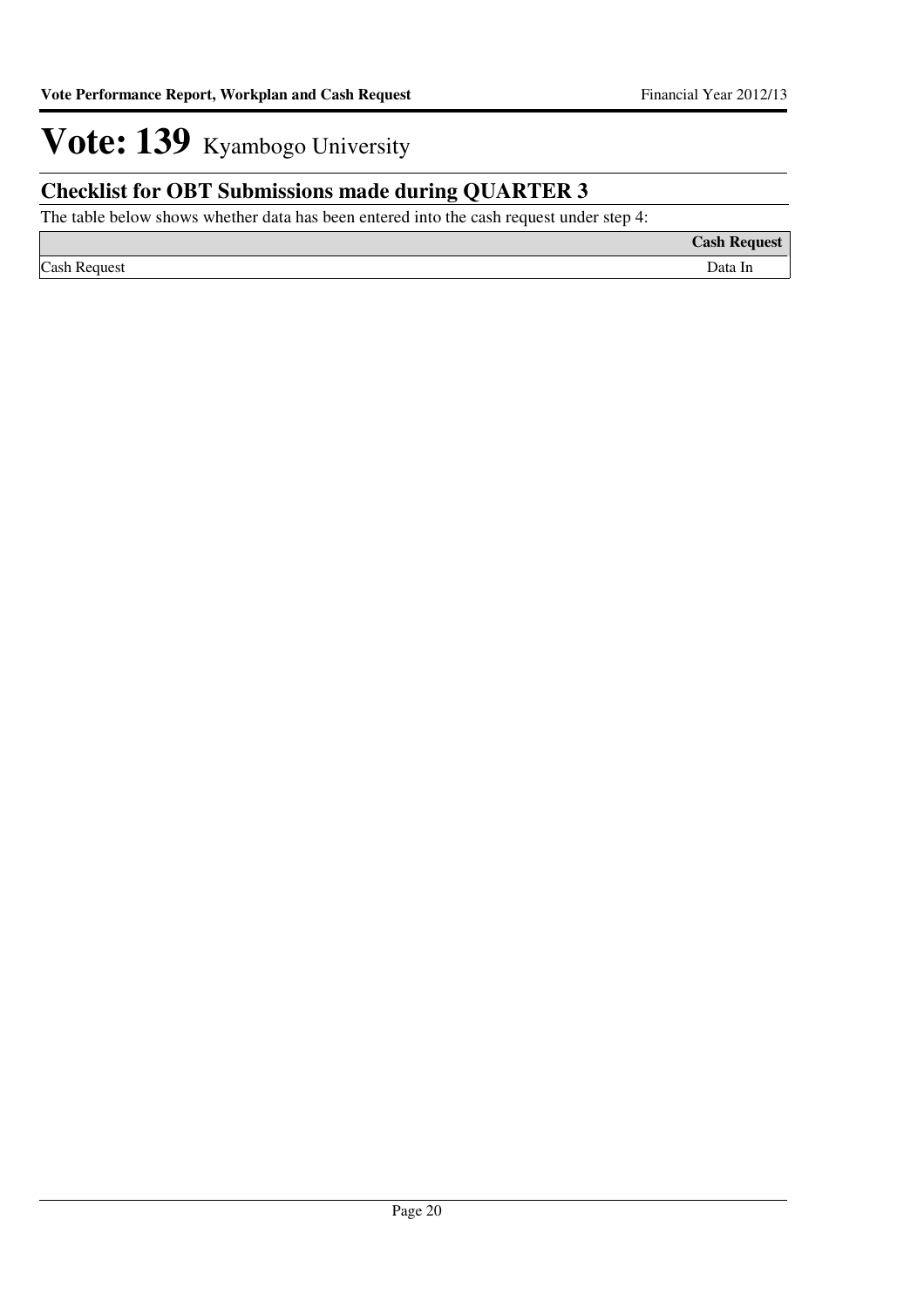# Vote: 139 Kyambogo University

## Checklist for OBT Submissions made during QUARTER 3

The table below shows whether data has been entered into the cash request under step 4:

| | Cash Request |
|---|---|
| Cash Request | Data In |